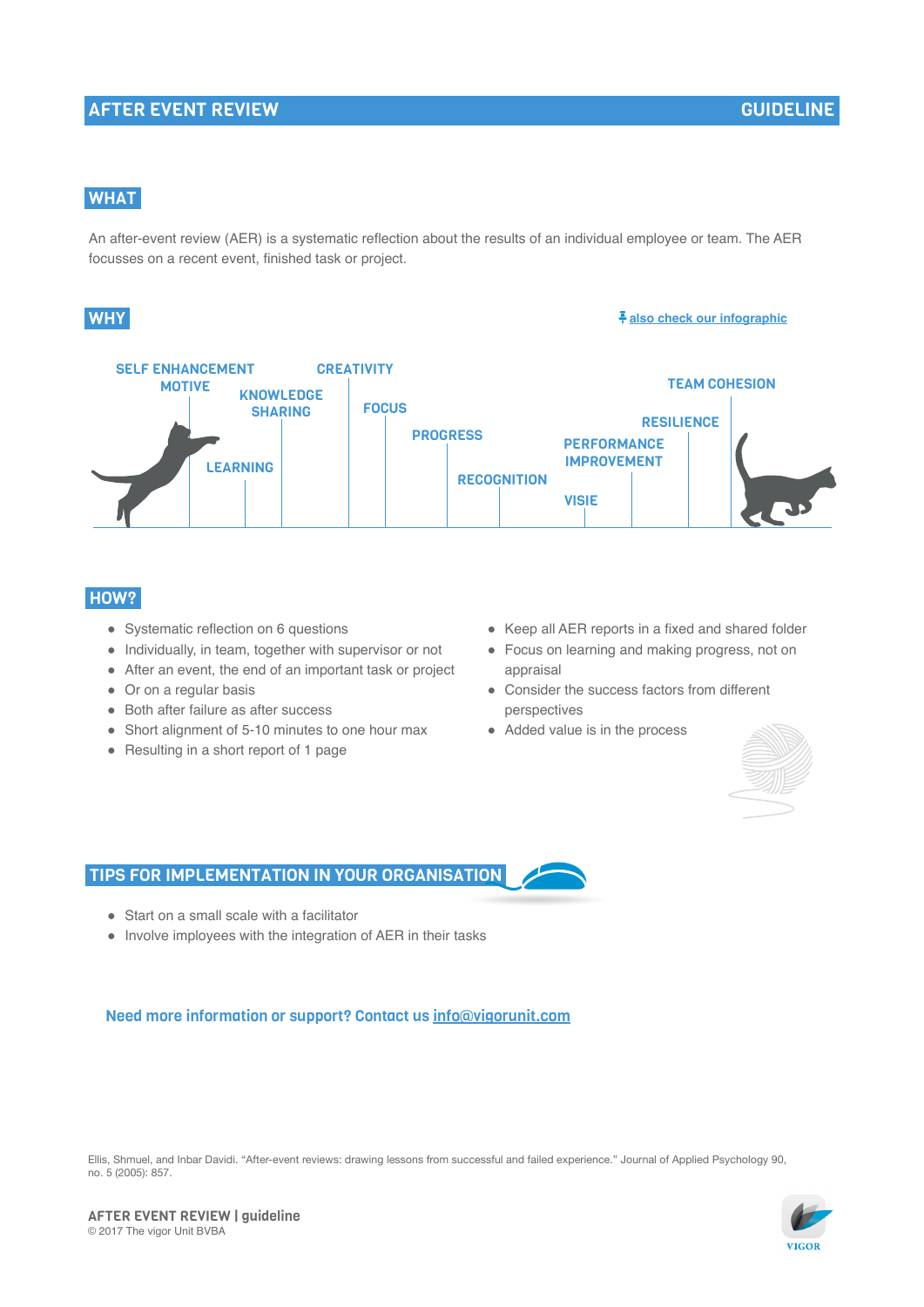# AFTER EVENT REVIEW — GUIDELINE

## WHAT

An after-event review (AER) is a systematic reflection about the results of an individual employee or team. The AER focusses on a recent event, finished task or project.

## WHY

also check our infographic

SELF ENHANCEMENT MOTIVE
KNOWLEDGE SHARING
LEARNING
CREATIVITY
FOCUS
PROGRESS
RECOGNITION
PERFORMANCE IMPROVEMENT
VISIE
RESILIENCE
TEAM COHESION

## HOW?

- Systematic reflection on 6 questions
- Individually, in team, together with supervisor or not
- After an event, the end of an important task or project
- Or on a regular basis
- Both after failure as after success
- Short alignment of 5-10 minutes to one hour max
- Resulting in a short report of 1 page
- Keep all AER reports in a fixed and shared folder
- Focus on learning and making progress, not on appraisal
- Consider the success factors from different perspectives
- Added value is in the process

## TIPS FOR IMPLEMENTATION IN YOUR ORGANISATION

- Start on a small scale with a facilitator
- Involve employees with the integration of AER in their tasks

**Need more information or support? Contact us info@vigorunit.com**

Ellis, Shmuel, and Inbar Davidi. "After-event reviews: drawing lessons from successful and failed experience." Journal of Applied Psychology 90, no. 5 (2005): 857.

**AFTER EVENT REVIEW | guideline**
© 2017 The vigor Unit BVBA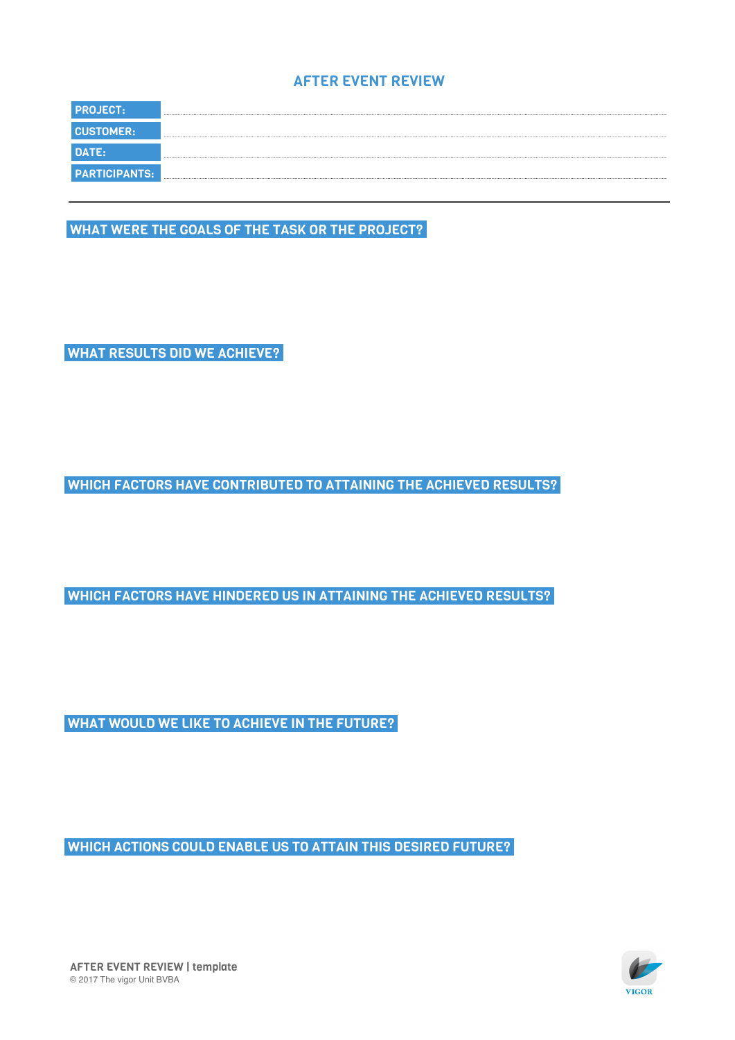# AFTER EVENT REVIEW

| | |
|---|---|
| **PROJECT:** | |
| **CUSTOMER:** | |
| **DATE:** | |
| **PARTICIPANTS:** | |

---

## WHAT WERE THE GOALS OF THE TASK OR THE PROJECT?

## WHAT RESULTS DID WE ACHIEVE?

## WHICH FACTORS HAVE CONTRIBUTED TO ATTAINING THE ACHIEVED RESULTS?

## WHICH FACTORS HAVE HINDERED US IN ATTAINING THE ACHIEVED RESULTS?

## WHAT WOULD WE LIKE TO ACHIEVE IN THE FUTURE?

## WHICH ACTIONS COULD ENABLE US TO ATTAIN THIS DESIRED FUTURE?

**AFTER EVENT REVIEW | template**
© 2017 The vigor Unit BVBA

VIGOR